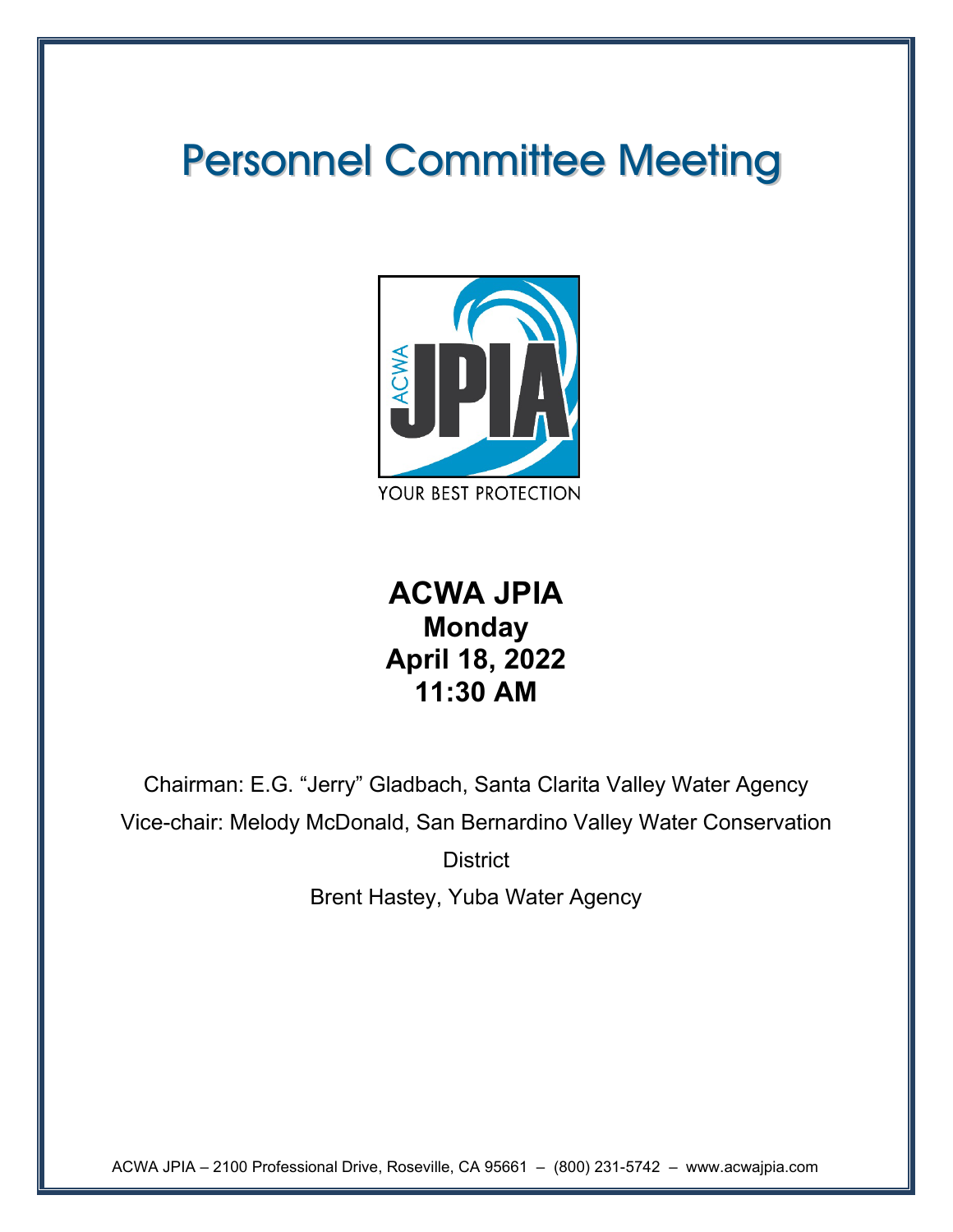# Personnel Committee Meeting

YOUR BEST PROTECTION

**ACWA JPIA**
**Monday**
**April 18, 2022**
**11:30 AM**

Chairman: E.G. "Jerry" Gladbach, Santa Clarita Valley Water Agency

Vice-chair: Melody McDonald, San Bernardino Valley Water Conservation District

Brent Hastey, Yuba Water Agency

ACWA JPIA – 2100 Professional Drive, Roseville, CA 95661 – (800) 231-5742 – www.acwajpia.com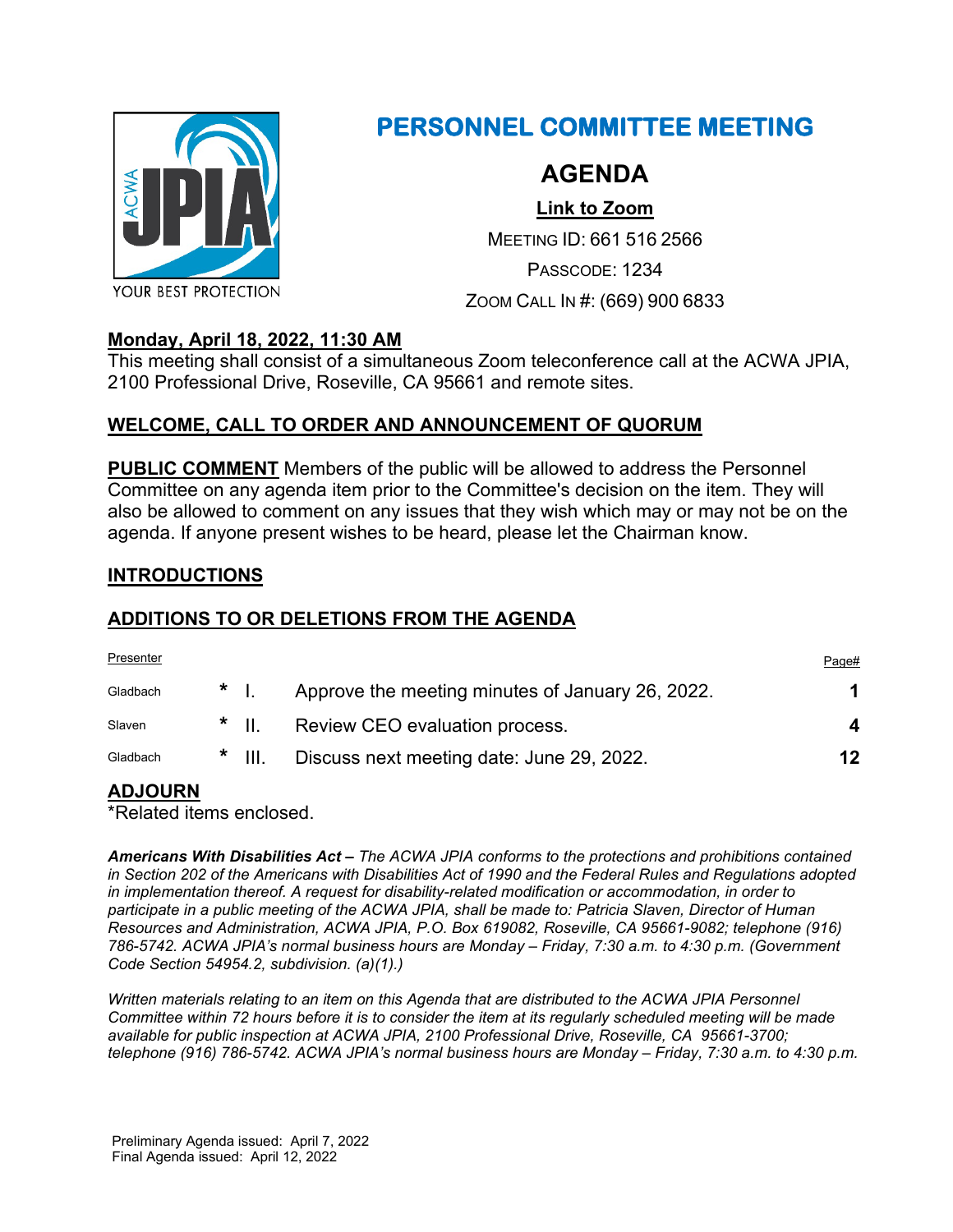# PERSONNEL COMMITTEE MEETING

## AGENDA

**Link to Zoom**

MEETING ID: 661 516 2566

PASSCODE: 1234

ZOOM CALL IN #: (669) 900 6833

**Monday, April 18, 2022, 11:30 AM**

This meeting shall consist of a simultaneous Zoom teleconference call at the ACWA JPIA, 2100 Professional Drive, Roseville, CA 95661 and remote sites.

**WELCOME, CALL TO ORDER AND ANNOUNCEMENT OF QUORUM**

**PUBLIC COMMENT** Members of the public will be allowed to address the Personnel Committee on any agenda item prior to the Committee's decision on the item. They will also be allowed to comment on any issues that they wish which may or may not be on the agenda. If anyone present wishes to be heard, please let the Chairman know.

**INTRODUCTIONS**

**ADDITIONS TO OR DELETIONS FROM THE AGENDA**

| Presenter | | | | Page# |
|---|---|---|---|---|
| Gladbach | * | I. | Approve the meeting minutes of January 26, 2022. | **1** |
| Slaven | * | II. | Review CEO evaluation process. | **4** |
| Gladbach | * | III. | Discuss next meeting date: June 29, 2022. | **12** |

**ADJOURN**

*Related items enclosed.

***Americans With Disabilities Act –*** *The ACWA JPIA conforms to the protections and prohibitions contained in Section 202 of the Americans with Disabilities Act of 1990 and the Federal Rules and Regulations adopted in implementation thereof. A request for disability-related modification or accommodation, in order to participate in a public meeting of the ACWA JPIA, shall be made to: Patricia Slaven, Director of Human Resources and Administration, ACWA JPIA, P.O. Box 619082, Roseville, CA 95661-9082; telephone (916) 786-5742. ACWA JPIA's normal business hours are Monday – Friday, 7:30 a.m. to 4:30 p.m. (Government Code Section 54954.2, subdivision. (a)(1).)*

*Written materials relating to an item on this Agenda that are distributed to the ACWA JPIA Personnel Committee within 72 hours before it is to consider the item at its regularly scheduled meeting will be made available for public inspection at ACWA JPIA, 2100 Professional Drive, Roseville, CA 95661-3700; telephone (916) 786-5742. ACWA JPIA's normal business hours are Monday – Friday, 7:30 a.m. to 4:30 p.m.*

Preliminary Agenda issued: April 7, 2022
Final Agenda issued: April 12, 2022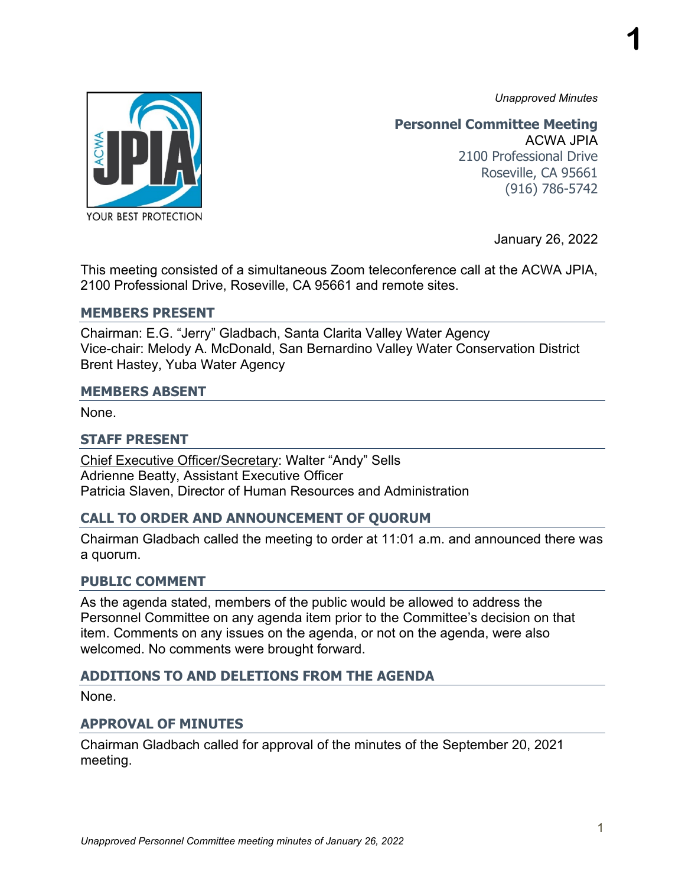*Unapproved Minutes*

**Personnel Committee Meeting**
ACWA JPIA
2100 Professional Drive
Roseville, CA 95661
(916) 786-5742

January 26, 2022

This meeting consisted of a simultaneous Zoom teleconference call at the ACWA JPIA, 2100 Professional Drive, Roseville, CA 95661 and remote sites.

## MEMBERS PRESENT

Chairman: E.G. "Jerry" Gladbach, Santa Clarita Valley Water Agency
Vice-chair: Melody A. McDonald, San Bernardino Valley Water Conservation District
Brent Hastey, Yuba Water Agency

## MEMBERS ABSENT

None.

## STAFF PRESENT

Chief Executive Officer/Secretary: Walter "Andy" Sells
Adrienne Beatty, Assistant Executive Officer
Patricia Slaven, Director of Human Resources and Administration

## CALL TO ORDER AND ANNOUNCEMENT OF QUORUM

Chairman Gladbach called the meeting to order at 11:01 a.m. and announced there was a quorum.

## PUBLIC COMMENT

As the agenda stated, members of the public would be allowed to address the Personnel Committee on any agenda item prior to the Committee's decision on that item. Comments on any issues on the agenda, or not on the agenda, were also welcomed. No comments were brought forward.

## ADDITIONS TO AND DELETIONS FROM THE AGENDA

None.

## APPROVAL OF MINUTES

Chairman Gladbach called for approval of the minutes of the September 20, 2021 meeting.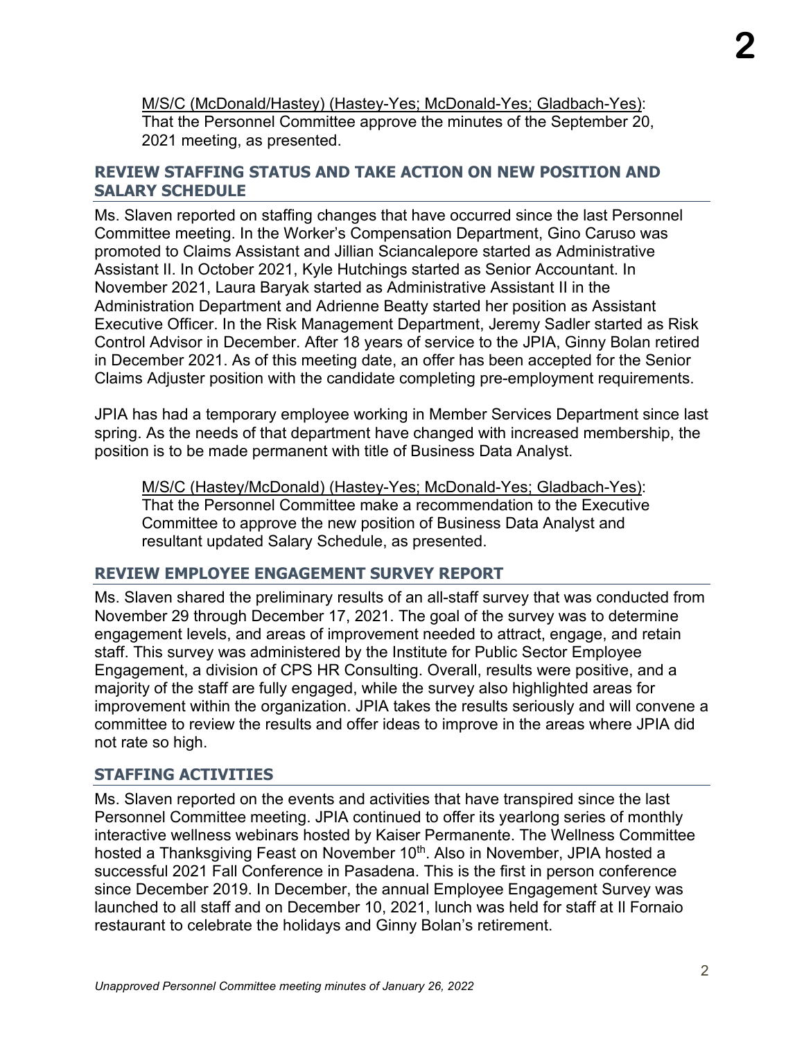M/S/C (McDonald/Hastey) (Hastey-Yes; McDonald-Yes; Gladbach-Yes): That the Personnel Committee approve the minutes of the September 20, 2021 meeting, as presented.

## REVIEW STAFFING STATUS AND TAKE ACTION ON NEW POSITION AND SALARY SCHEDULE

Ms. Slaven reported on staffing changes that have occurred since the last Personnel Committee meeting. In the Worker's Compensation Department, Gino Caruso was promoted to Claims Assistant and Jillian Sciancalepore started as Administrative Assistant II. In October 2021, Kyle Hutchings started as Senior Accountant. In November 2021, Laura Baryak started as Administrative Assistant II in the Administration Department and Adrienne Beatty started her position as Assistant Executive Officer. In the Risk Management Department, Jeremy Sadler started as Risk Control Advisor in December. After 18 years of service to the JPIA, Ginny Bolan retired in December 2021. As of this meeting date, an offer has been accepted for the Senior Claims Adjuster position with the candidate completing pre-employment requirements.

JPIA has had a temporary employee working in Member Services Department since last spring. As the needs of that department have changed with increased membership, the position is to be made permanent with title of Business Data Analyst.

M/S/C (Hastey/McDonald) (Hastey-Yes; McDonald-Yes; Gladbach-Yes): That the Personnel Committee make a recommendation to the Executive Committee to approve the new position of Business Data Analyst and resultant updated Salary Schedule, as presented.

## REVIEW EMPLOYEE ENGAGEMENT SURVEY REPORT

Ms. Slaven shared the preliminary results of an all-staff survey that was conducted from November 29 through December 17, 2021. The goal of the survey was to determine engagement levels, and areas of improvement needed to attract, engage, and retain staff. This survey was administered by the Institute for Public Sector Employee Engagement, a division of CPS HR Consulting. Overall, results were positive, and a majority of the staff are fully engaged, while the survey also highlighted areas for improvement within the organization. JPIA takes the results seriously and will convene a committee to review the results and offer ideas to improve in the areas where JPIA did not rate so high.

## STAFFING ACTIVITIES

Ms. Slaven reported on the events and activities that have transpired since the last Personnel Committee meeting. JPIA continued to offer its yearlong series of monthly interactive wellness webinars hosted by Kaiser Permanente. The Wellness Committee hosted a Thanksgiving Feast on November 10th. Also in November, JPIA hosted a successful 2021 Fall Conference in Pasadena. This is the first in person conference since December 2019. In December, the annual Employee Engagement Survey was launched to all staff and on December 10, 2021, lunch was held for staff at Il Fornaio restaurant to celebrate the holidays and Ginny Bolan's retirement.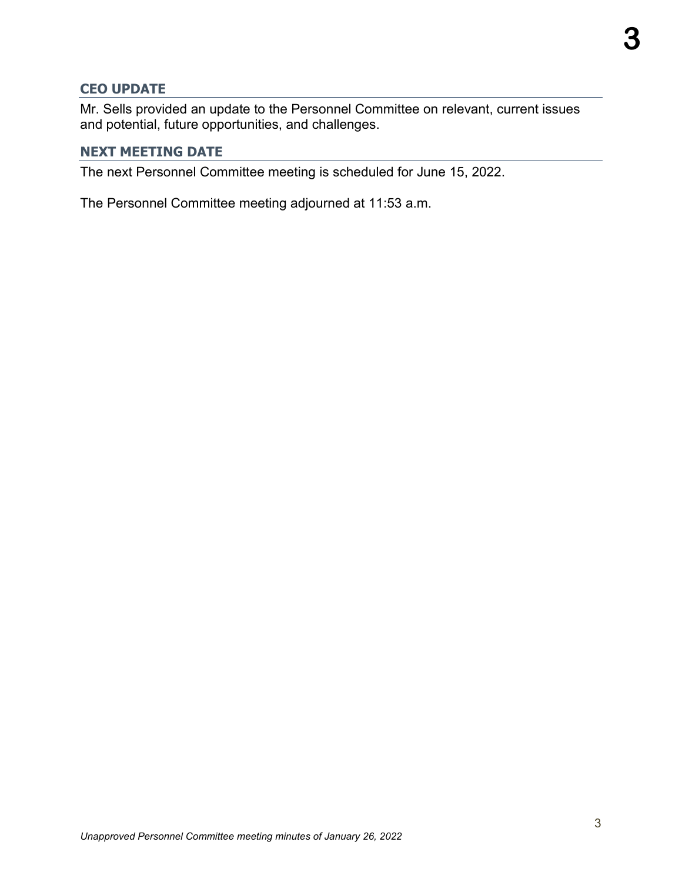## CEO UPDATE

Mr. Sells provided an update to the Personnel Committee on relevant, current issues and potential, future opportunities, and challenges.

## NEXT MEETING DATE

The next Personnel Committee meeting is scheduled for June 15, 2022.

The Personnel Committee meeting adjourned at 11:53 a.m.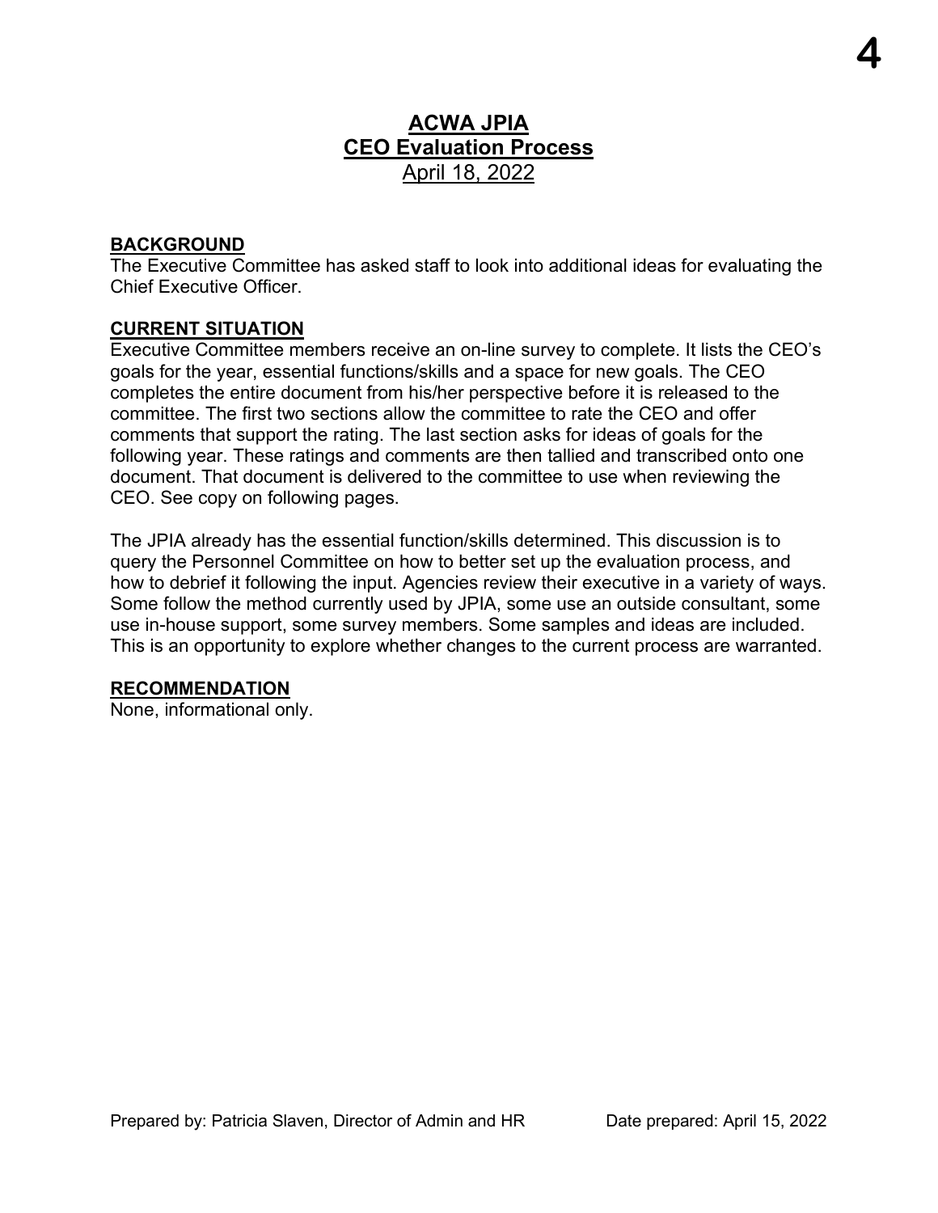# ACWA JPIA
# CEO Evaluation Process
April 18, 2022

## BACKGROUND

The Executive Committee has asked staff to look into additional ideas for evaluating the Chief Executive Officer.

## CURRENT SITUATION

Executive Committee members receive an on-line survey to complete. It lists the CEO's goals for the year, essential functions/skills and a space for new goals. The CEO completes the entire document from his/her perspective before it is released to the committee. The first two sections allow the committee to rate the CEO and offer comments that support the rating. The last section asks for ideas of goals for the following year. These ratings and comments are then tallied and transcribed onto one document. That document is delivered to the committee to use when reviewing the CEO. See copy on following pages.

The JPIA already has the essential function/skills determined. This discussion is to query the Personnel Committee on how to better set up the evaluation process, and how to debrief it following the input. Agencies review their executive in a variety of ways. Some follow the method currently used by JPIA, some use an outside consultant, some use in-house support, some survey members. Some samples and ideas are included. This is an opportunity to explore whether changes to the current process are warranted.

## RECOMMENDATION

None, informational only.

Prepared by: Patricia Slaven, Director of Admin and HR          Date prepared: April 15, 2022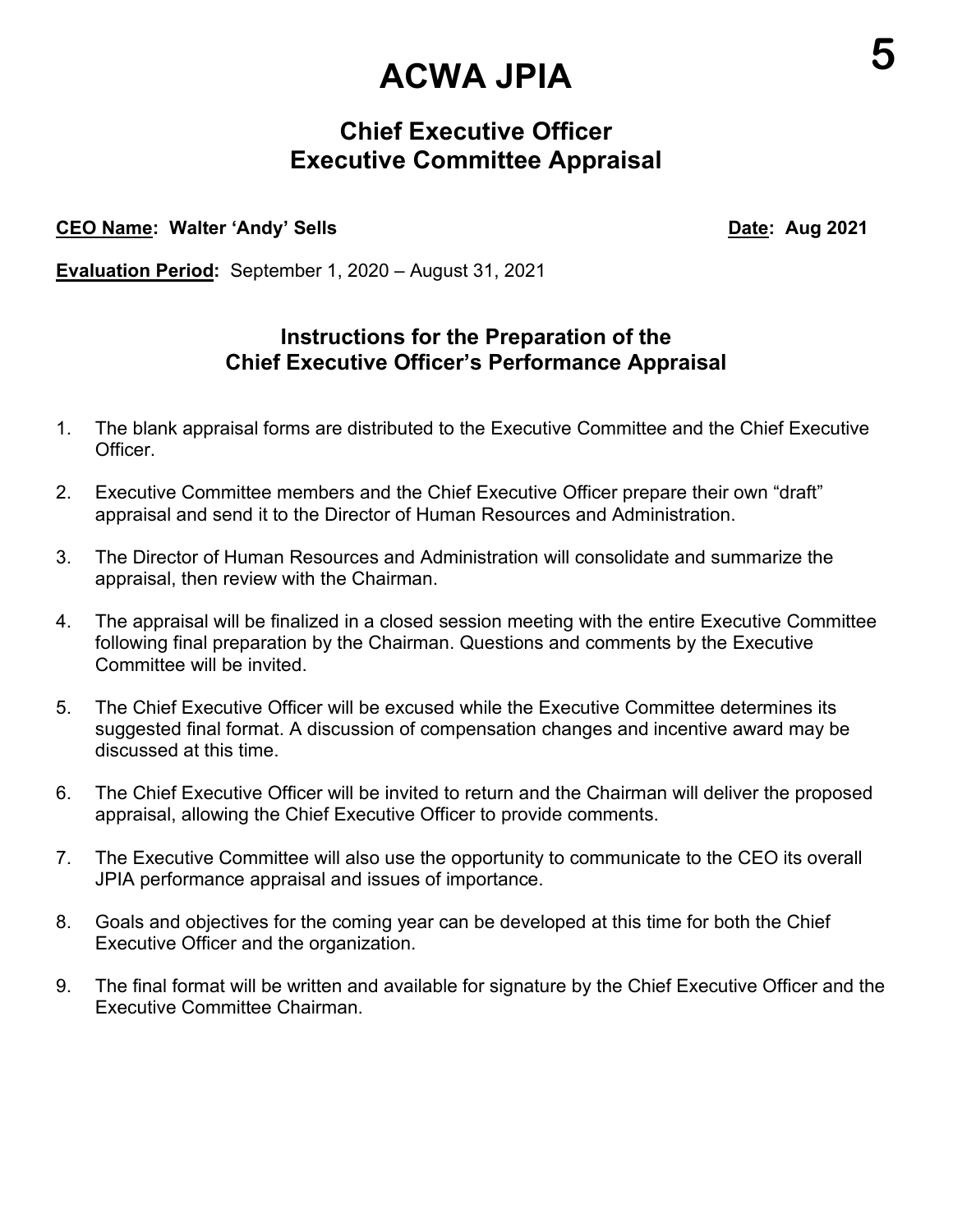# ACWA JPIA

## Chief Executive Officer
## Executive Committee Appraisal

**CEO Name: Walter 'Andy' Sells** **Date: Aug 2021**

**Evaluation Period:** September 1, 2020 – August 31, 2021

### Instructions for the Preparation of the Chief Executive Officer's Performance Appraisal

1. The blank appraisal forms are distributed to the Executive Committee and the Chief Executive Officer.
2. Executive Committee members and the Chief Executive Officer prepare their own "draft" appraisal and send it to the Director of Human Resources and Administration.
3. The Director of Human Resources and Administration will consolidate and summarize the appraisal, then review with the Chairman.
4. The appraisal will be finalized in a closed session meeting with the entire Executive Committee following final preparation by the Chairman. Questions and comments by the Executive Committee will be invited.
5. The Chief Executive Officer will be excused while the Executive Committee determines its suggested final format. A discussion of compensation changes and incentive award may be discussed at this time.
6. The Chief Executive Officer will be invited to return and the Chairman will deliver the proposed appraisal, allowing the Chief Executive Officer to provide comments.
7. The Executive Committee will also use the opportunity to communicate to the CEO its overall JPIA performance appraisal and issues of importance.
8. Goals and objectives for the coming year can be developed at this time for both the Chief Executive Officer and the organization.
9. The final format will be written and available for signature by the Chief Executive Officer and the Executive Committee Chairman.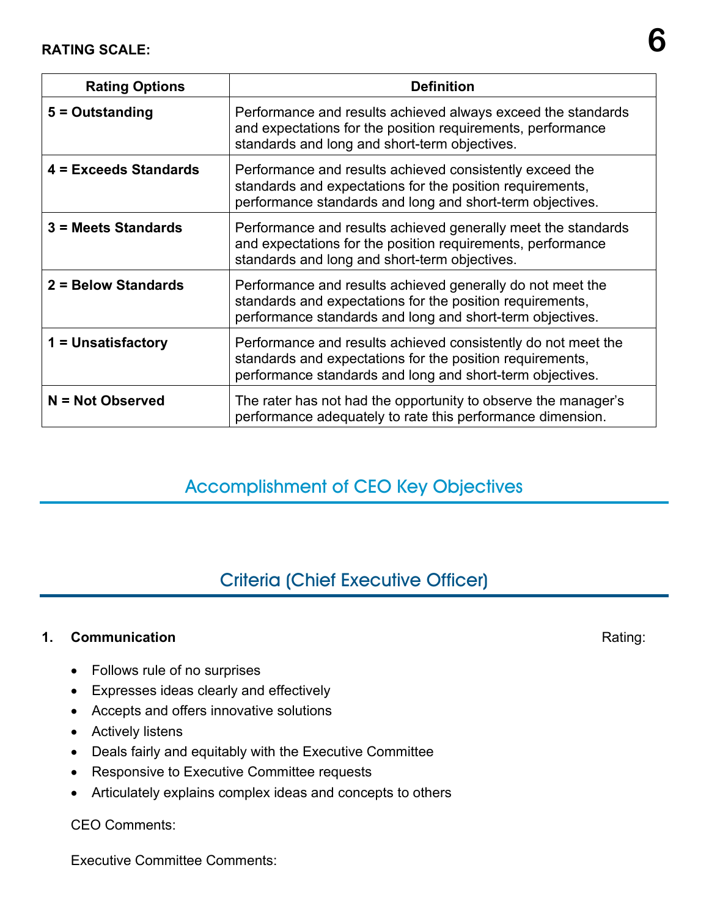**RATING SCALE:**

| Rating Options | Definition |
|---|---|
| **5 = Outstanding** | Performance and results achieved always exceed the standards and expectations for the position requirements, performance standards and long and short-term objectives. |
| **4 = Exceeds Standards** | Performance and results achieved consistently exceed the standards and expectations for the position requirements, performance standards and long and short-term objectives. |
| **3 = Meets Standards** | Performance and results achieved generally meet the standards and expectations for the position requirements, performance standards and long and short-term objectives. |
| **2 = Below Standards** | Performance and results achieved generally do not meet the standards and expectations for the position requirements, performance standards and long and short-term objectives. |
| **1 = Unsatisfactory** | Performance and results achieved consistently do not meet the standards and expectations for the position requirements, performance standards and long and short-term objectives. |
| **N = Not Observed** | The rater has not had the opportunity to observe the manager's performance adequately to rate this performance dimension. |

## Accomplishment of CEO Key Objectives

## Criteria (Chief Executive Officer)

**1. Communication** Rating:

- Follows rule of no surprises
- Expresses ideas clearly and effectively
- Accepts and offers innovative solutions
- Actively listens
- Deals fairly and equitably with the Executive Committee
- Responsive to Executive Committee requests
- Articulately explains complex ideas and concepts to others

CEO Comments:

Executive Committee Comments: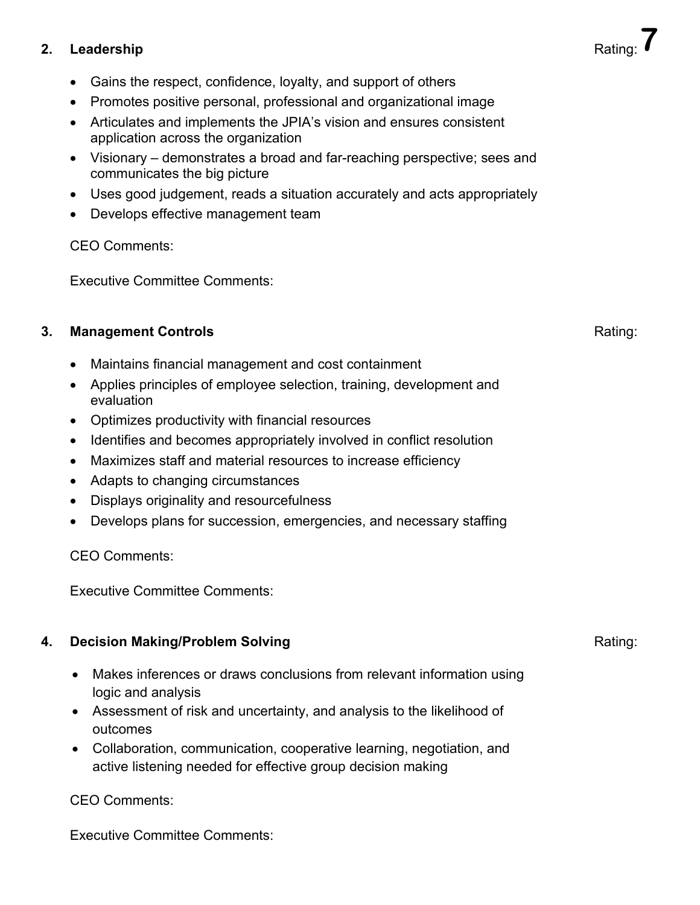## 2. Leadership

Rating: **7**

- Gains the respect, confidence, loyalty, and support of others
- Promotes positive personal, professional and organizational image
- Articulates and implements the JPIA's vision and ensures consistent application across the organization
- Visionary – demonstrates a broad and far-reaching perspective; sees and communicates the big picture
- Uses good judgement, reads a situation accurately and acts appropriately
- Develops effective management team

CEO Comments:

Executive Committee Comments:

## 3. Management Controls

Rating:

- Maintains financial management and cost containment
- Applies principles of employee selection, training, development and evaluation
- Optimizes productivity with financial resources
- Identifies and becomes appropriately involved in conflict resolution
- Maximizes staff and material resources to increase efficiency
- Adapts to changing circumstances
- Displays originality and resourcefulness
- Develops plans for succession, emergencies, and necessary staffing

CEO Comments:

Executive Committee Comments:

## 4. Decision Making/Problem Solving

Rating:

- Makes inferences or draws conclusions from relevant information using logic and analysis
- Assessment of risk and uncertainty, and analysis to the likelihood of outcomes
- Collaboration, communication, cooperative learning, negotiation, and active listening needed for effective group decision making

CEO Comments:

Executive Committee Comments: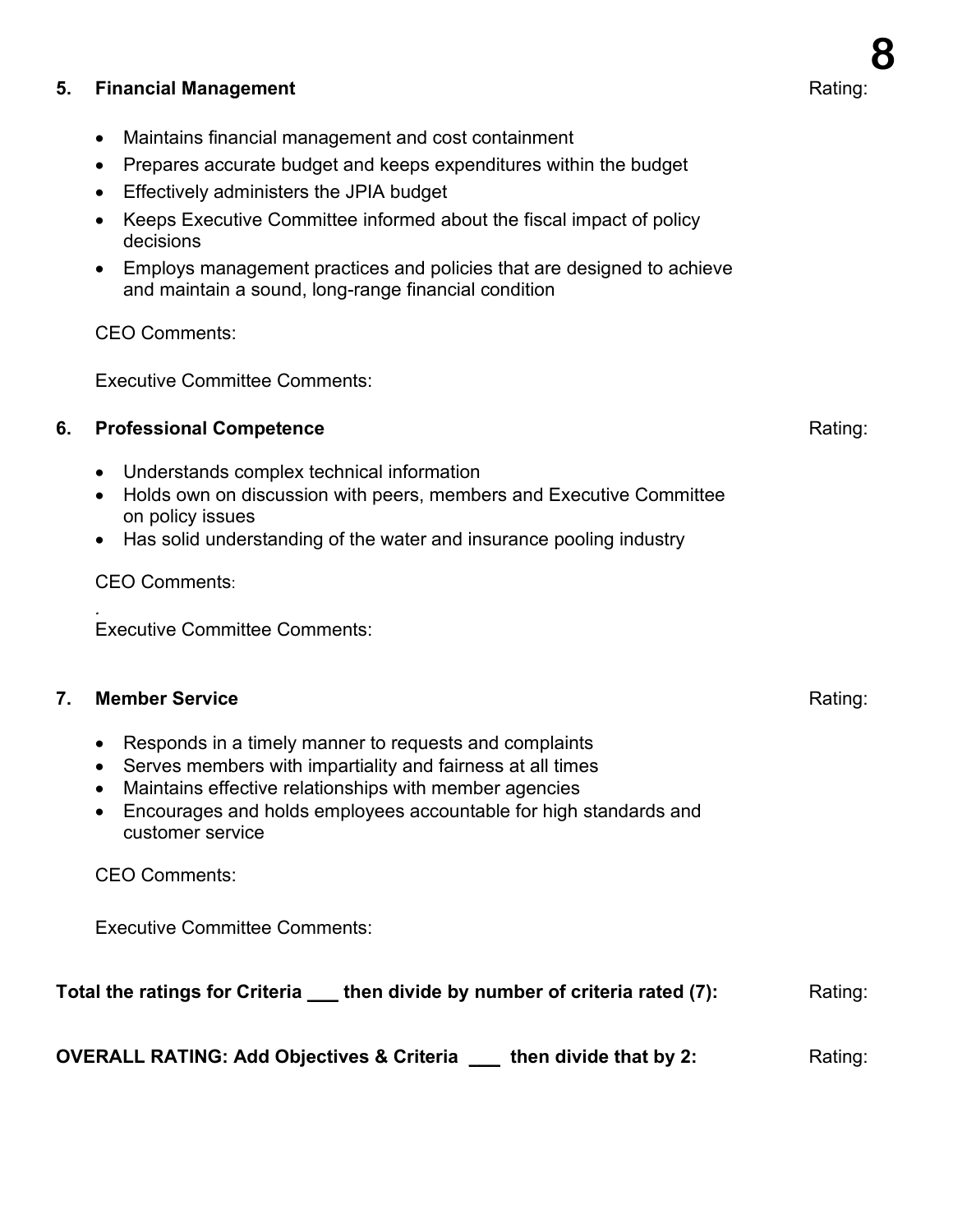### 5. Financial Management

Rating:

- Maintains financial management and cost containment
- Prepares accurate budget and keeps expenditures within the budget
- Effectively administers the JPIA budget
- Keeps Executive Committee informed about the fiscal impact of policy decisions
- Employs management practices and policies that are designed to achieve and maintain a sound, long-range financial condition

CEO Comments:

Executive Committee Comments:

### 6. Professional Competence

Rating:

- Understands complex technical information
- Holds own on discussion with peers, members and Executive Committee on policy issues
- Has solid understanding of the water and insurance pooling industry

CEO Comments:

.
Executive Committee Comments:

### 7. Member Service

Rating:

- Responds in a timely manner to requests and complaints
- Serves members with impartiality and fairness at all times
- Maintains effective relationships with member agencies
- Encourages and holds employees accountable for high standards and customer service

CEO Comments:

Executive Committee Comments:

**Total the ratings for Criteria ___ then divide by number of criteria rated (7):** Rating:

**OVERALL RATING: Add Objectives & Criteria ___ then divide that by 2:** Rating: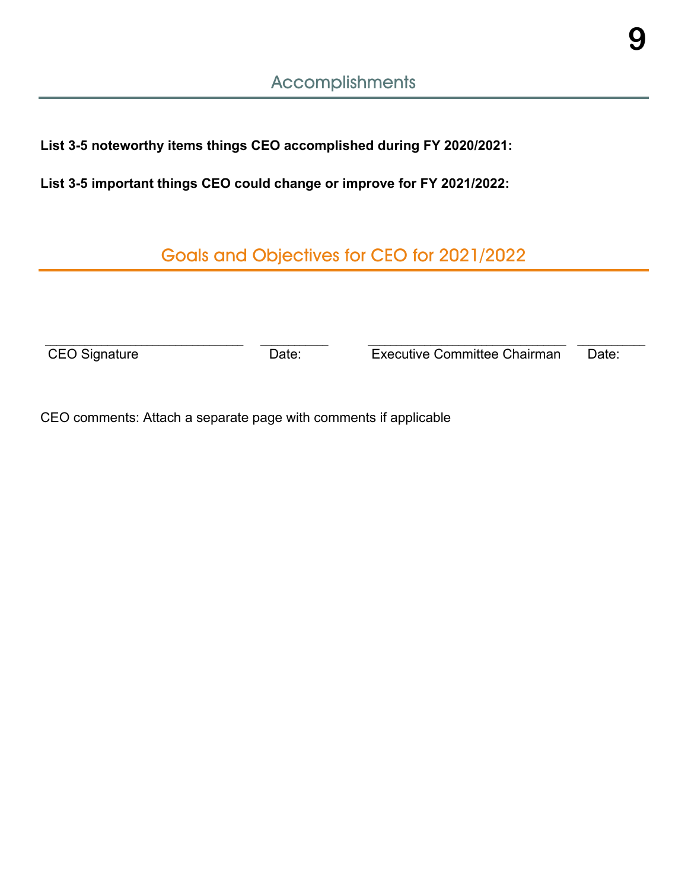## Accomplishments

**List 3-5 noteworthy items things CEO accomplished during FY 2020/2021:**

**List 3-5 important things CEO could change or improve for FY 2021/2022:**

## Goals and Objectives for CEO for 2021/2022

| ___________________________ | _________ | ___________________________ | _________ |
|---|---|---|---|
| CEO Signature | Date: | Executive Committee Chairman | Date: |

CEO comments: Attach a separate page with comments if applicable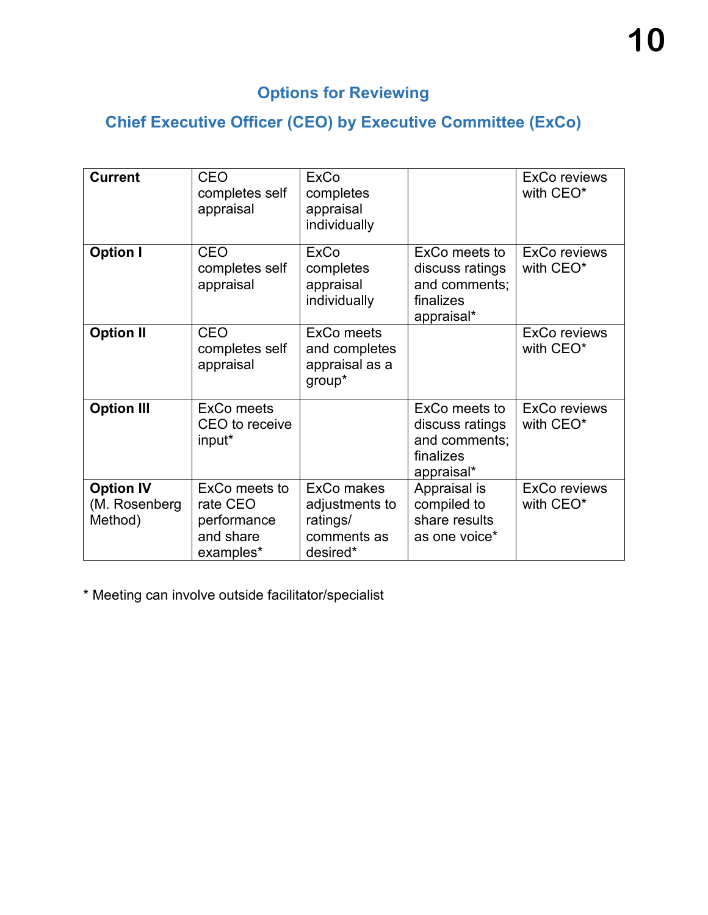## Options for Reviewing

## Chief Executive Officer (CEO) by Executive Committee (ExCo)

| | | | | |
|---|---|---|---|---|
| **Current** | CEO completes self appraisal | ExCo completes appraisal individually | | ExCo reviews with CEO* |
| **Option I** | CEO completes self appraisal | ExCo completes appraisal individually | ExCo meets to discuss ratings and comments; finalizes appraisal* | ExCo reviews with CEO* |
| **Option II** | CEO completes self appraisal | ExCo meets and completes appraisal as a group* | | ExCo reviews with CEO* |
| **Option III** | ExCo meets CEO to receive input* | | ExCo meets to discuss ratings and comments; finalizes appraisal* | ExCo reviews with CEO* |
| **Option IV** (M. Rosenberg Method) | ExCo meets to rate CEO performance and share examples* | ExCo makes adjustments to ratings/ comments as desired* | Appraisal is compiled to share results as one voice* | ExCo reviews with CEO* |

* Meeting can involve outside facilitator/specialist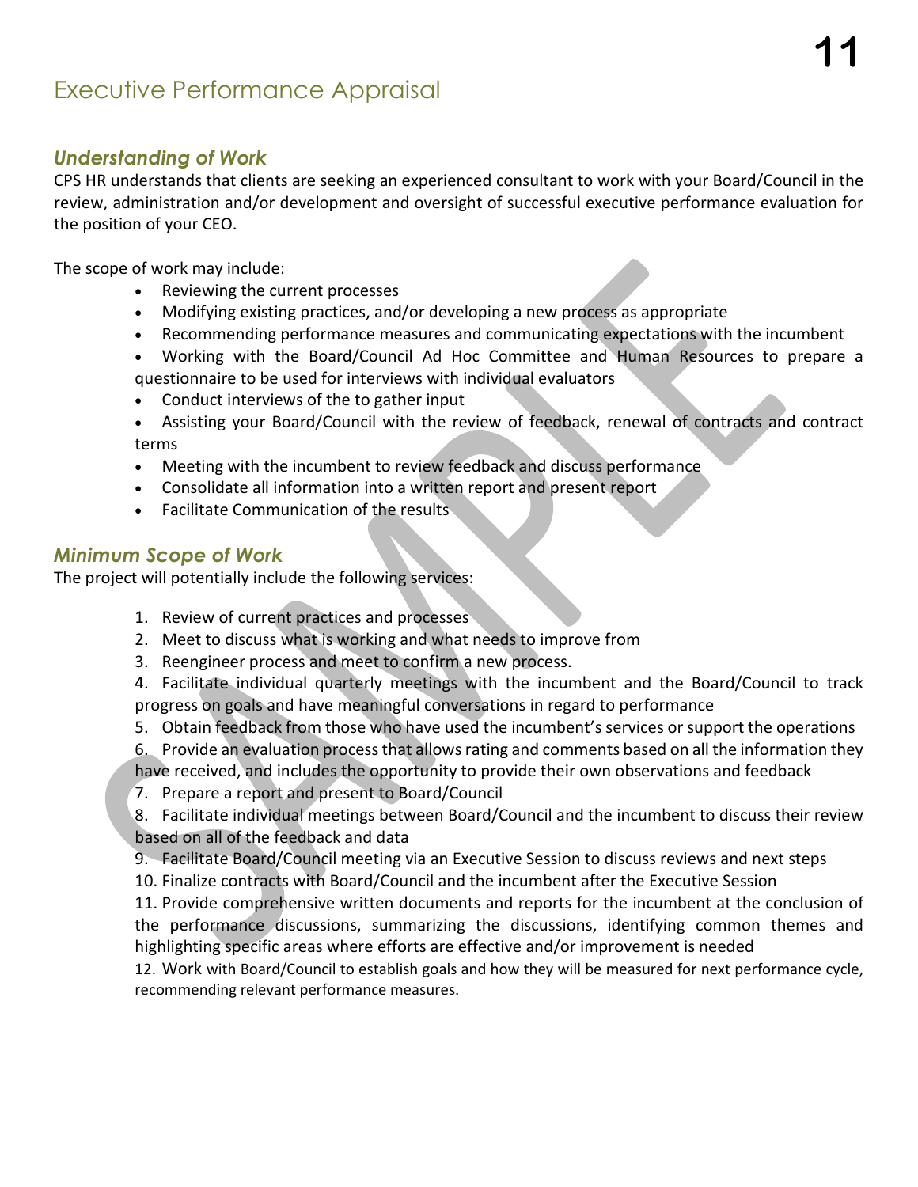# Executive Performance Appraisal

## *Understanding of Work*

CPS HR understands that clients are seeking an experienced consultant to work with your Board/Council in the review, administration and/or development and oversight of successful executive performance evaluation for the position of your CEO.

The scope of work may include:

- Reviewing the current processes
- Modifying existing practices, and/or developing a new process as appropriate
- Recommending performance measures and communicating expectations with the incumbent
- Working with the Board/Council Ad Hoc Committee and Human Resources to prepare a questionnaire to be used for interviews with individual evaluators
- Conduct interviews of the to gather input
- Assisting your Board/Council with the review of feedback, renewal of contracts and contract terms
- Meeting with the incumbent to review feedback and discuss performance
- Consolidate all information into a written report and present report
- Facilitate Communication of the results

## *Minimum Scope of Work*

The project will potentially include the following services:

1. Review of current practices and processes
2. Meet to discuss what is working and what needs to improve from
3. Reengineer process and meet to confirm a new process.
4. Facilitate individual quarterly meetings with the incumbent and the Board/Council to track progress on goals and have meaningful conversations in regard to performance
5. Obtain feedback from those who have used the incumbent's services or support the operations
6. Provide an evaluation process that allows rating and comments based on all the information they have received, and includes the opportunity to provide their own observations and feedback
7. Prepare a report and present to Board/Council
8. Facilitate individual meetings between Board/Council and the incumbent to discuss their review based on all of the feedback and data
9. Facilitate Board/Council meeting via an Executive Session to discuss reviews and next steps
10. Finalize contracts with Board/Council and the incumbent after the Executive Session
11. Provide comprehensive written documents and reports for the incumbent at the conclusion of the performance discussions, summarizing the discussions, identifying common themes and highlighting specific areas where efforts are effective and/or improvement is needed
12. Work with Board/Council to establish goals and how they will be measured for next performance cycle, recommending relevant performance measures.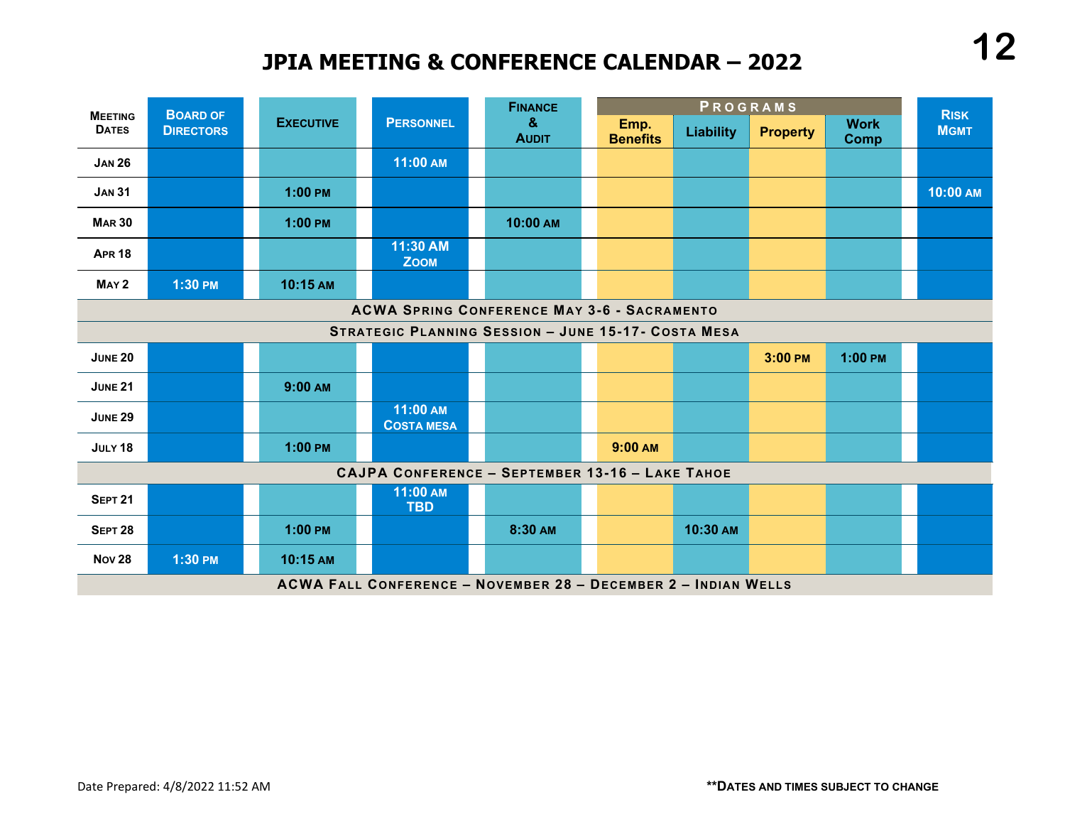# JPIA MEETING & CONFERENCE CALENDAR – 2022

| Meeting Dates | Board of Directors | Executive | Personnel | Finance & Audit | Programs | | | | Risk Mgmt |
|---|---|---|---|---|---|---|---|---|---|
| | | | | | Emp. Benefits | Liability | Property | Work Comp | |
| Jan 26 | | | 11:00 AM | | | | | | |
| Jan 31 | | 1:00 PM | | | | | | | 10:00 AM |
| Mar 30 | | 1:00 PM | | 10:00 AM | | | | | |
| Apr 18 | | | 11:30 AM Zoom | | | | | | |
| May 2 | 1:30 PM | 10:15 AM | | | | | | | |
| ACWA Spring Conference May 3-6 - Sacramento | | | | | | | | | |
| Strategic Planning Session – June 15-17- Costa Mesa | | | | | | | | | |
| June 20 | | | | | | | 3:00 PM | 1:00 PM | |
| June 21 | | 9:00 AM | | | | | | | |
| June 29 | | | 11:00 AM Costa Mesa | | | | | | |
| July 18 | | 1:00 PM | | | 9:00 AM | | | | |
| CAJPA Conference – September 13-16 – Lake Tahoe | | | | | | | | | |
| Sept 21 | | | 11:00 AM TBD | | | | | | |
| Sept 28 | | 1:00 PM | | 8:30 AM | | 10:30 AM | | | |
| Nov 28 | 1:30 PM | 10:15 AM | | | | | | | |
| ACWA Fall Conference – November 28 – December 2 – Indian Wells | | | | | | | | | |

Date Prepared: 4/8/2022 11:52 AM

**Dates and times subject to change